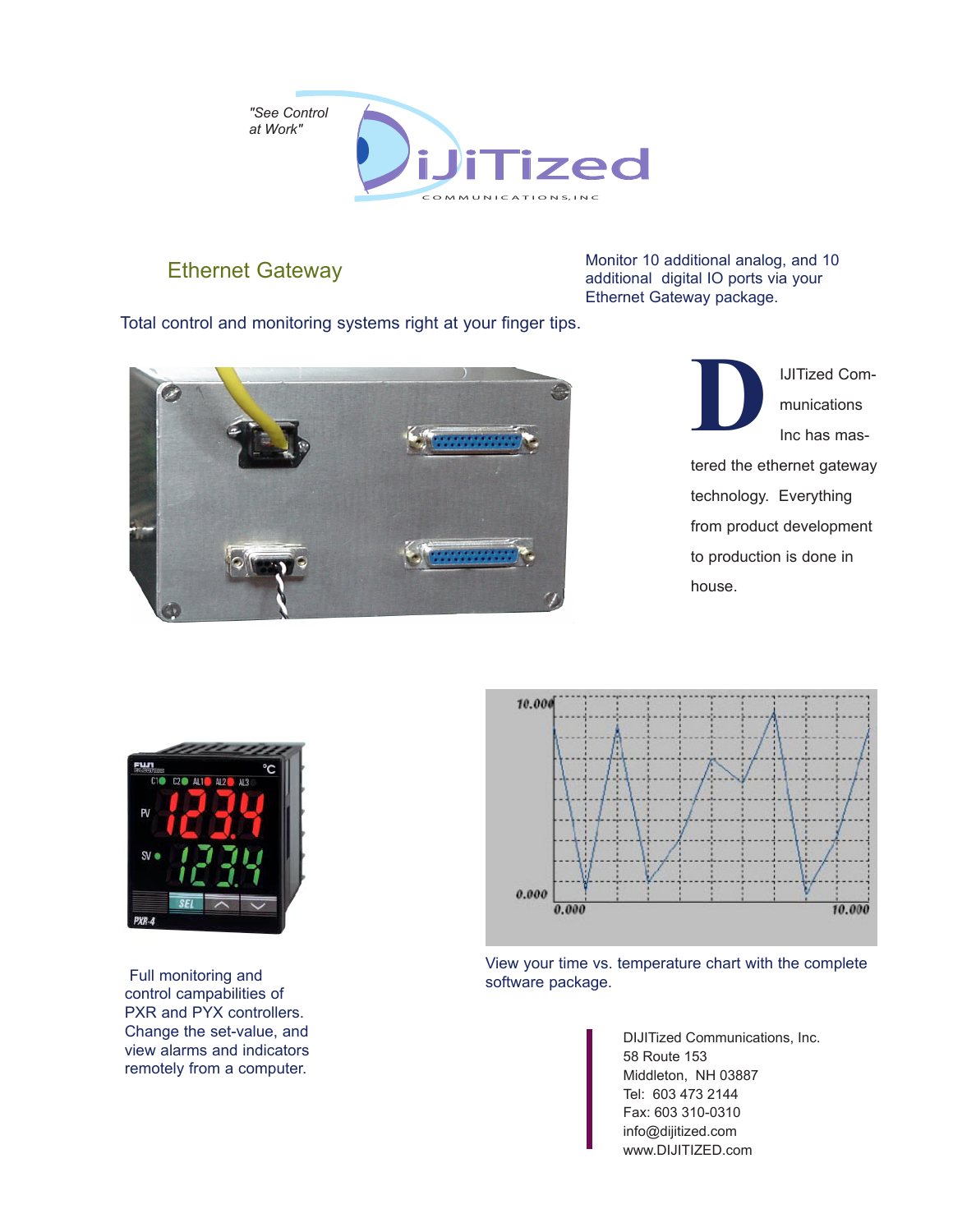"See Control at Work"

DiJiTized COMMUNICATIONS, INC

## Ethernet Gateway

Monitor 10 additional analog, and 10 additional digital IO ports via your Ethernet Gateway package.

Total control and monitoring systems right at your finger tips.

DIJITized Communications Inc has mastered the ethernet gateway technology. Everything from product development to production is done in house.

Full monitoring and control campabilities of PXR and PYX controllers. Change the set-value, and view alarms and indicators remotely from a computer.

View your time vs. temperature chart with the complete software package.

DIJITized Communications, Inc.
58 Route 153
Middleton, NH 03887
Tel: 603 473 2144
Fax: 603 310-0310
info@dijitized.com
www.DIJITIZED.com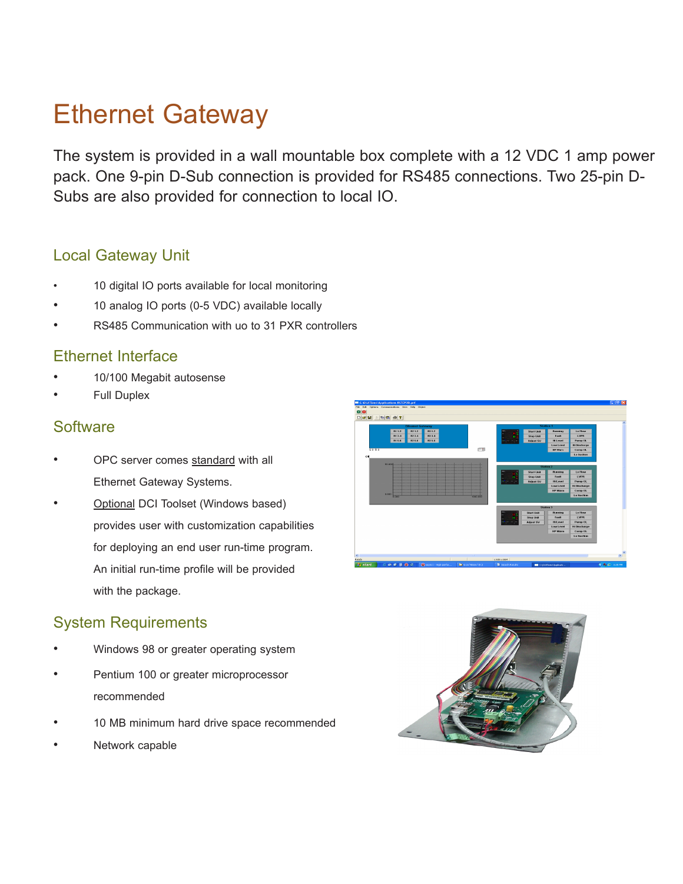# Ethernet Gateway

The system is provided in a wall mountable box complete with a 12 VDC 1 amp power pack. One 9-pin D-Sub connection is provided for RS485 connections. Two 25-pin D-Subs are also provided for connection to local IO.

## Local Gateway Unit

- 10 digital IO ports available for local monitoring
- 10 analog IO ports (0-5 VDC) available locally
- RS485 Communication with uo to 31 PXR controllers

## Ethernet Interface

- 10/100 Megabit autosense
- Full Duplex

## Software

- OPC server comes standard with all Ethernet Gateway Systems.
- Optional DCI Toolset (Windows based) provides user with customization capabilities for deploying an end user run-time program. An initial run-time profile will be provided with the package.

## System Requirements

- Windows 98 or greater operating system
- Pentium 100 or greater microprocessor recommended
- 10 MB minimum hard drive space recommended
- Network capable